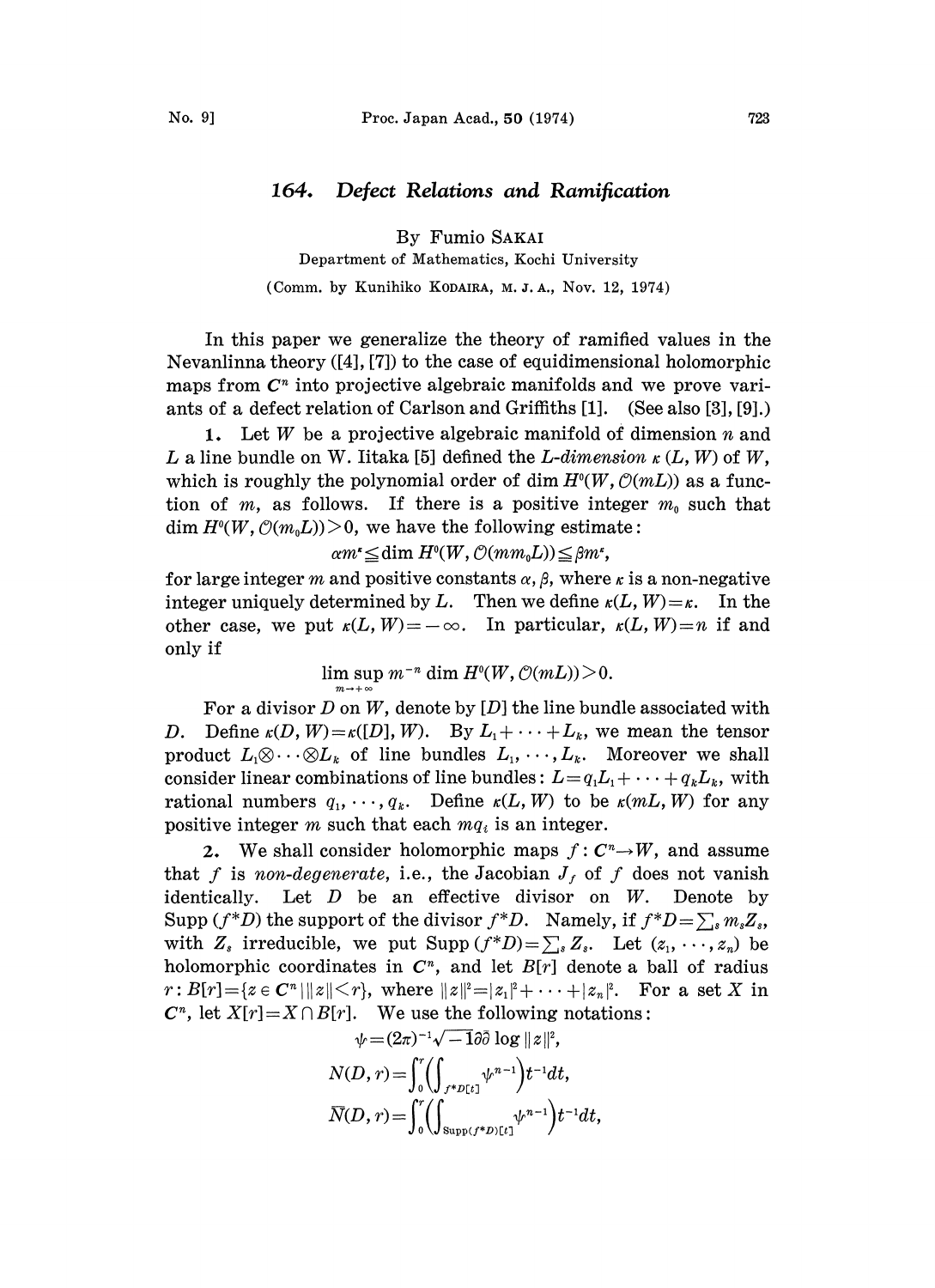# 164. *Defect Relations and Ramification*

By Fumio SAKAI

Department of Mathematics, Kochi University

(Comm. by Kunihiko KODAIRA, M. J. A., Nov. 12, 1974)

In this paper we generalize the theory of ramified values in the Nevanlinna theory ([4], [7]) to the case of equidimensional holomorphic maps from $C^n$ into projective algebraic manifolds and we prove variants of a defect relation of Carlson and Griffiths [1]. (See also [3], [9].)

**1.** Let $W$ be a projective algebraic manifold of dimension $n$ and $L$ a line bundle on W. Iitaka [5] defined the *L-dimension* $\kappa(L, W)$ of $W$, which is roughly the polynomial order of $\dim H^0(W, \mathcal{O}(mL))$ as a function of $m$, as follows. If there is a positive integer $m_0$ such that $\dim H^0(W, \mathcal{O}(m_0L))>0$, we have the following estimate:

$$\alpha m^\kappa \leqq \dim H^0(W, \mathcal{O}(mm_0L)) \leqq \beta m^\kappa,$$

for large integer $m$ and positive constants $\alpha, \beta$, where $\kappa$ is a non-negative integer uniquely determined by $L$. Then we define $\kappa(L, W)=\kappa$. In the other case, we put $\kappa(L, W)=-\infty$. In particular, $\kappa(L, W)=n$ if and only if

$$\limsup_{m\to+\infty} m^{-n} \dim H^0(W, \mathcal{O}(mL))>0.$$

For a divisor $D$ on $W$, denote by $[D]$ the line bundle associated with $D$. Define $\kappa(D, W)=\kappa([D], W)$. By $L_1+\cdots+L_k$, we mean the tensor product $L_1\otimes\cdots\otimes L_k$ of line bundles $L_1,\cdots,L_k$. Moreover we shall consider linear combinations of line bundles: $L=q_1L_1+\cdots+q_kL_k$, with rational numbers $q_1,\cdots,q_k$. Define $\kappa(L, W)$ to be $\kappa(mL, W)$ for any positive integer $m$ such that each $mq_i$ is an integer.

**2.** We shall consider holomorphic maps $f: C^n\to W$, and assume that $f$ is *non-degenerate*, i.e., the Jacobian $J_f$ of $f$ does not vanish identically. Let $D$ be an effective divisor on $W$. Denote by $\mathrm{Supp}(f^*D)$ the support of the divisor $f^*D$. Namely, if $f^*D=\sum_s m_sZ_s$, with $Z_s$ irreducible, we put $\mathrm{Supp}(f^*D)=\sum_s Z_s$. Let $(z_1,\cdots,z_n)$ be holomorphic coordinates in $C^n$, and let $B[r]$ denote a ball of radius $r$: $B[r]=\{z\in C^n \mid \|z\|<r\}$, where $\|z\|^2=|z_1|^2+\cdots+|z_n|^2$. For a set $X$ in $C^n$, let $X[r]=X\cap B[r]$. We use the following notations:

$$\psi=(2\pi)^{-1}\sqrt{-1}\partial\bar{\partial}\log\|z\|^2,$$

$$N(D, r)=\int_0^r\Big(\int_{f^*D[t]}\psi^{n-1}\Big)t^{-1}dt,$$

$$\bar{N}(D, r)=\int_0^r\Big(\int_{\mathrm{Supp}(f^*D)[t]}\psi^{n-1}\Big)t^{-1}dt,$$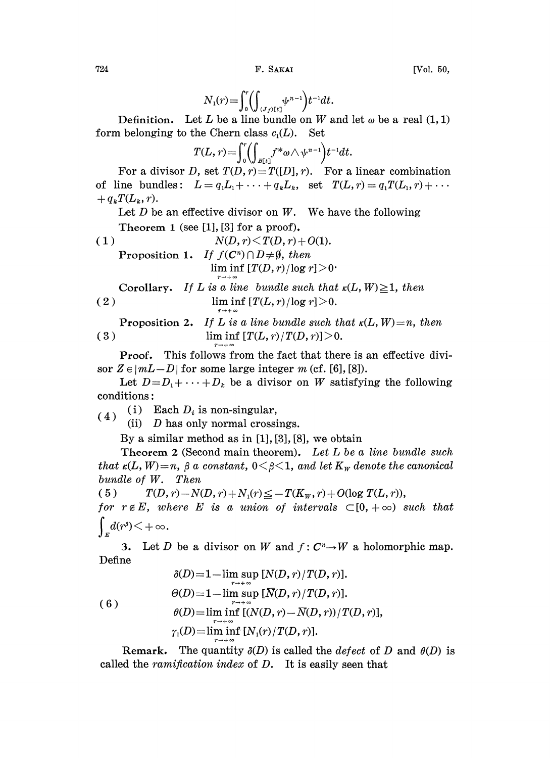$$N_1(r)=\int_0^r\Big(\int_{(J_f)[t]}\psi^{n-1}\Big)t^{-1}dt.$$

**Definition.** Let $L$ be a line bundle on $W$ and let $\omega$ be a real $(1,1)$ form belonging to the Chern class $c_1(L)$. Set

$$T(L,r)=\int_0^r\Big(\int_{B[t]}f^*\omega\wedge\psi^{n-1}\Big)t^{-1}dt.$$

For a divisor $D$, set $T(D,r)=T([D],r)$. For a linear combination of line bundles: $L=q_1L_1+\cdots+q_kL_k$, set $T(L,r)=q_1T(L_1,r)+\cdots+q_kT(L_k,r)$.

Let $D$ be an effective divisor on $W$. We have the following

**Theorem 1** (see [1], [3] for a proof).

$$N(D,r)<T(D,r)+O(1). \tag{1}$$

**Proposition 1.** *If $f(C^n)\cap D\neq\emptyset$, then*

$$\liminf_{r\to+\infty}[T(D,r)/\log r]>0\cdot$$

**Corollary.** *If $L$ is a line bundle such that $\kappa(L,W)\geqq 1$, then*

$$\liminf_{r\to+\infty}[T(L,r)/\log r]>0. \tag{2}$$

**Proposition 2.** *If $L$ is a line bundle such that $\kappa(L,W)=n$, then*

$$\liminf_{r\to+\infty}[T(L,r)/T(D,r)]>0. \tag{3}$$

**Proof.** This follows from the fact that there is an effective divisor $Z\in|mL-D|$ for some large integer $m$ (cf. [6], [8]).

Let $D=D_1+\cdots+D_k$ be a divisor on $W$ satisfying the following conditions:

(4) (i) Each $D_i$ is non-singular,
  (ii) $D$ has only normal crossings.

By a similar method as in [1], [3], [8], we obtain

**Theorem 2** (Second main theorem). *Let $L$ be a line bundle such that $\kappa(L,W)=n$, $\beta$ a constant, $0<\beta<1$, and let $K_W$ denote the canonical bundle of $W$. Then*

$$T(D,r)-N(D,r)+N_1(r)\leqq -T(K_W,r)+O(\log T(L,r)), \tag{5}$$

*for $r\notin E$, where $E$ is a union of intervals $\subset[0,+\infty)$ such that $\int_E d(r^\beta)<+\infty$.*

3. Let $D$ be a divisor on $W$ and $f: C^n\to W$ a holomorphic map. Define

$$\begin{aligned}
\delta(D)&=1-\limsup_{r\to+\infty}[N(D,r)/T(D,r)].\\
\Theta(D)&=1-\limsup_{r\to+\infty}[\overline{N}(D,r)/T(D,r)].\\
\theta(D)&=\liminf_{r\to+\infty}[(N(D,r)-\overline{N}(D,r))/T(D,r)],\\
\gamma_1(D)&=\liminf_{r\to+\infty}[N_1(r)/T(D,r)].
\end{aligned} \tag{6}$$

**Remark.** The quantity $\delta(D)$ is called the *defect* of $D$ and $\theta(D)$ is called the *ramification index* of $D$. It is easily seen that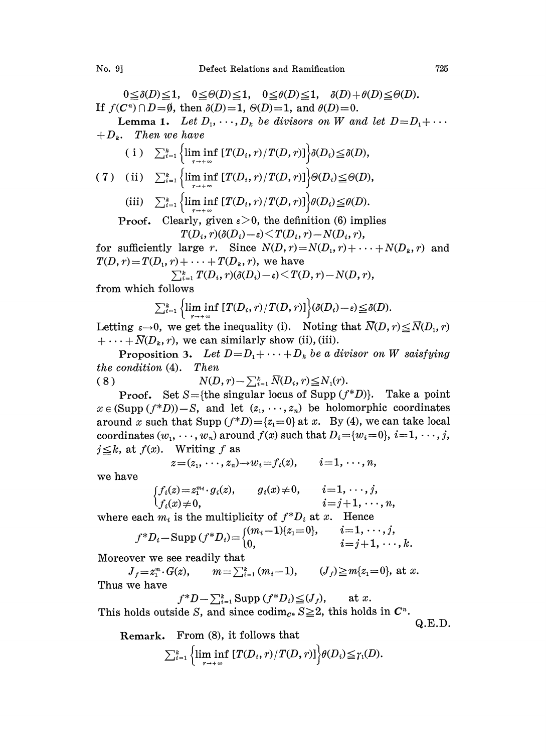$$0 \leqq \delta(D) \leqq 1, \quad 0 \leqq \Theta(D) \leqq 1, \quad 0 \leqq \theta(D) \leqq 1, \quad \delta(D) + \theta(D) \leqq \Theta(D).$$

If $f(\mathbf{C}^n) \cap D = \emptyset$, then $\delta(D) = 1$, $\Theta(D) = 1$, and $\theta(D) = 0$.

**Lemma 1.** *Let $D_1, \cdots, D_k$ be divisors on $W$ and let $D = D_1 + \cdots + D_k$. Then we have*

$$\text{(7)} \quad \begin{aligned} &\text{(i)} \quad \sum_{i=1}^k \left\{ \liminf_{r \to +\infty} [T(D_i, r)/T(D, r)] \right\} \delta(D_i) \leqq \delta(D), \\ &\text{(ii)} \quad \sum_{i=1}^k \left\{ \liminf_{r \to +\infty} [T(D_i, r)/T(D, r)] \right\} \Theta(D_i) \leqq \Theta(D), \\ &\text{(iii)} \quad \sum_{i=1}^k \left\{ \liminf_{r \to +\infty} [T(D_i, r)/T(D, r)] \right\} \theta(D_i) \leqq \theta(D). \end{aligned}$$

**Proof.** Clearly, given $\varepsilon > 0$, the definition (6) implies

$$T(D_i, r)(\delta(D_i) - \varepsilon) < T(D_i, r) - N(D_i, r),$$

for sufficiently large $r$. Since $N(D, r) = N(D_1, r) + \cdots + N(D_k, r)$ and $T(D, r) = T(D_1, r) + \cdots + T(D_k, r)$, we have

$$\sum_{i=1}^k T(D_i, r)(\delta(D_i) - \varepsilon) < T(D, r) - N(D, r),$$

from which follows

$$\sum_{i=1}^k \left\{ \liminf_{r \to +\infty} [T(D_i, r)/T(D, r)] \right\} (\delta(D_i) - \varepsilon) \leqq \delta(D).$$

Letting $\varepsilon \to 0$, we get the inequality (i). Noting that $\overline{N}(D, r) \leqq \overline{N}(D_1, r) + \cdots + \overline{N}(D_k, r)$, we can similarly show (ii), (iii).

**Proposition 3.** *Let $D = D_1 + \cdots + D_k$ be a divisor on $W$ saisfying the condition* (4). *Then*

$$\text{(8)} \qquad N(D, r) - \sum_{i=1}^k \overline{N}(D_i, r) \leqq N_1(r).$$

**Proof.** Set $S = \{$the singular locus of Supp $(f^*D)\}$. Take a point $x \in (\text{Supp}\,(f^*D)) - S$, and let $(z_1, \cdots, z_n)$ be holomorphic coordinates around $x$ such that Supp $(f^*D) = \{z_1 = 0\}$ at $x$. By (4), we can take local coordinates $(w_1, \cdots, w_n)$ around $f(x)$ such that $D_i = \{w_i = 0\}$, $i = 1, \cdots, j$, $j \leqq k$, at $f(x)$. Writing $f$ as

$$z = (z_1, \cdots, z_n) \to w_i = f_i(z), \qquad i = 1, \cdots, n,$$

we have

$$\begin{cases} f_i(z) = z_1^{m_i} \cdot g_i(z), & g_i(x) \neq 0, \qquad i = 1, \cdots, j, \\ f_i(x) \neq 0, & \qquad\qquad\quad i = j+1, \cdots, n, \end{cases}$$

where each $m_i$ is the multiplicity of $f^*D_i$ at $x$. Hence

$$f^*D_i - \text{Supp}\,(f^*D_i) = \begin{cases} (m_i - 1)\{z_1 = 0\}, & i = 1, \cdots, j, \\ 0, & i = j+1, \cdots, k. \end{cases}$$

Moreover we see readily that

$$J_f = z_1^m \cdot G(z), \qquad m = \sum_{i=1}^k (m_i - 1), \qquad (J_f) \geqq m\{z_1 = 0\}, \text{ at } x.$$

Thus we have

$$f^*D - \sum_{i=1}^k \text{Supp}\,(f^*D_i) \leqq (J_f), \qquad \text{at } x.$$

This holds outside $S$, and since $\text{codim}_{\mathbf{C}^n} S \geqq 2$, this holds in $\mathbf{C}^n$.

Q.E.D.

**Remark.** From (8), it follows that

$$\sum_{i=1}^k \left\{ \liminf_{r \to +\infty} [T(D_i, r)/T(D, r)] \right\} \theta(D_i) \leqq \gamma_1(D).$$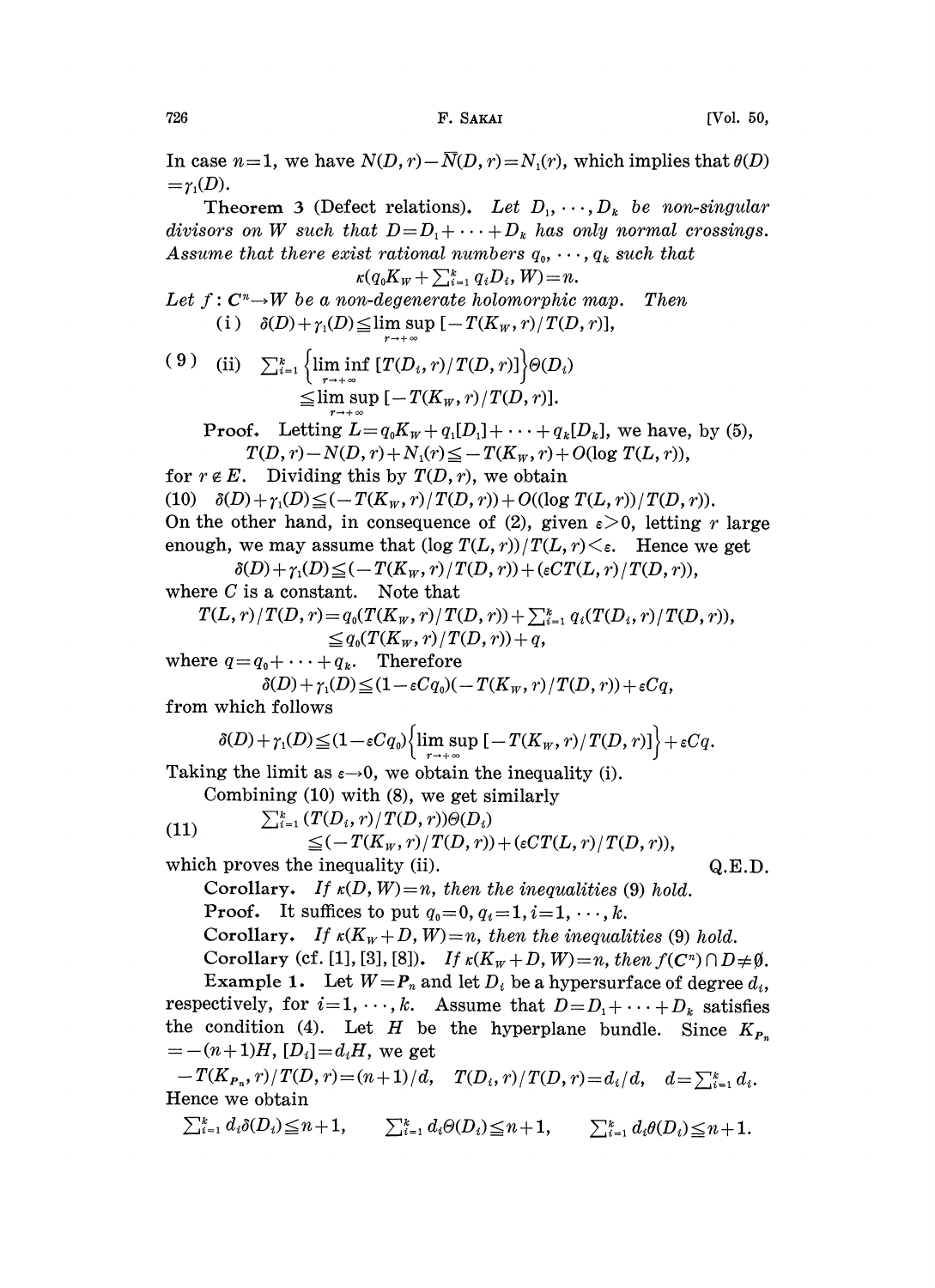In case $n=1$, we have $N(D,r)-\bar{N}(D,r)=N_1(r)$, which implies that $\theta(D)=\gamma_1(D)$.

**Theorem 3** (Defect relations). *Let $D_1,\cdots,D_k$ be non-singular divisors on $W$ such that $D=D_1+\cdots+D_k$ has only normal crossings. Assume that there exist rational numbers $q_0,\cdots,q_k$ such that*

$$\kappa(q_0K_W+\textstyle\sum_{i=1}^k q_iD_i, W)=n.$$

*Let $f: \mathbf{C}^n\to W$ be a non-degenerate holomorphic map. Then*

$$\text{(i)} \quad \delta(D)+\gamma_1(D)\leqq \limsup_{r\to+\infty}\,[-T(K_W,r)/T(D,r)],$$

$$\text{(9)} \quad \text{(ii)} \quad \textstyle\sum_{i=1}^k \left\{\liminf\limits_{r\to+\infty}\,[T(D_i,r)/T(D,r)]\right\}\Theta(D_i) \leqq \limsup\limits_{r\to+\infty}\,[-T(K_W,r)/T(D,r)].$$

*Proof.* Letting $L=q_0K_W+q_1[D_1]+\cdots+q_k[D_k]$, we have, by (5),

$$T(D,r)-N(D,r)+N_1(r)\leqq -T(K_W,r)+O(\log T(L,r)),$$

for $r\notin E$. Dividing this by $T(D,r)$, we obtain

$$\text{(10)} \quad \delta(D)+\gamma_1(D)\leqq (-T(K_W,r)/T(D,r))+O((\log T(L,r))/T(D,r)).$$

On the other hand, in consequence of (2), given $\varepsilon>0$, letting $r$ large enough, we may assume that $(\log T(L,r))/T(L,r)<\varepsilon$. Hence we get

$$\delta(D)+\gamma_1(D)\leqq (-T(K_W,r)/T(D,r))+(\varepsilon CT(L,r)/T(D,r)),$$

where $C$ is a constant. Note that

$$T(L,r)/T(D,r)=q_0(T(K_W,r)/T(D,r))+\textstyle\sum_{i=1}^k q_i(T(D_i,r)/T(D,r)),$$
$$\leqq q_0(T(K_W,r)/T(D,r))+q,$$

where $q=q_0+\cdots+q_k$. Therefore

$$\delta(D)+\gamma_1(D)\leqq (1-\varepsilon Cq_0)(-T(K_W,r)/T(D,r))+\varepsilon Cq,$$

from which follows

$$\delta(D)+\gamma_1(D)\leqq (1-\varepsilon Cq_0)\left\{\limsup_{r\to+\infty}\,[-T(K_W,r)/T(D,r)]\right\}+\varepsilon Cq.$$

Taking the limit as $\varepsilon\to 0$, we obtain the inequality (i).

Combining (10) with (8), we get similarly

$$\text{(11)} \quad \textstyle\sum_{i=1}^k (T(D_i,r)/T(D,r))\Theta(D_i) \leqq (-T(K_W,r)/T(D,r))+(\varepsilon CT(L,r)/T(D,r)),$$

which proves the inequality (ii). Q.E.D.

**Corollary.** *If $\kappa(D,W)=n$, then the inequalities (9) hold.*

*Proof.* It suffices to put $q_0=0$, $q_i=1$, $i=1,\cdots,k$.

**Corollary.** *If $\kappa(K_W+D,W)=n$, then the inequalities (9) hold.*

**Corollary** (cf. [1], [3], [8]). *If $\kappa(K_W+D,W)=n$, then $f(\mathbf{C}^n)\cap D\neq\emptyset$.*

**Example 1.** Let $W=\mathbf{P}_n$ and let $D_i$ be a hypersurface of degree $d_i$, respectively, for $i=1,\cdots,k$. Assume that $D=D_1+\cdots+D_k$ satisfies the condition (4). Let $H$ be the hyperplane bundle. Since $K_{\mathbf{P}_n}=-(n+1)H$, $[D_i]=d_iH$, we get

$$-T(K_{\mathbf{P}_n},r)/T(D,r)=(n+1)/d, \quad T(D_i,r)/T(D,r)=d_i/d, \quad d=\textstyle\sum_{i=1}^k d_i.$$

Hence we obtain

$$\textstyle\sum_{i=1}^k d_i\delta(D_i)\leqq n+1, \qquad \sum_{i=1}^k d_i\Theta(D_i)\leqq n+1, \qquad \sum_{i=1}^k d_i\theta(D_i)\leqq n+1.$$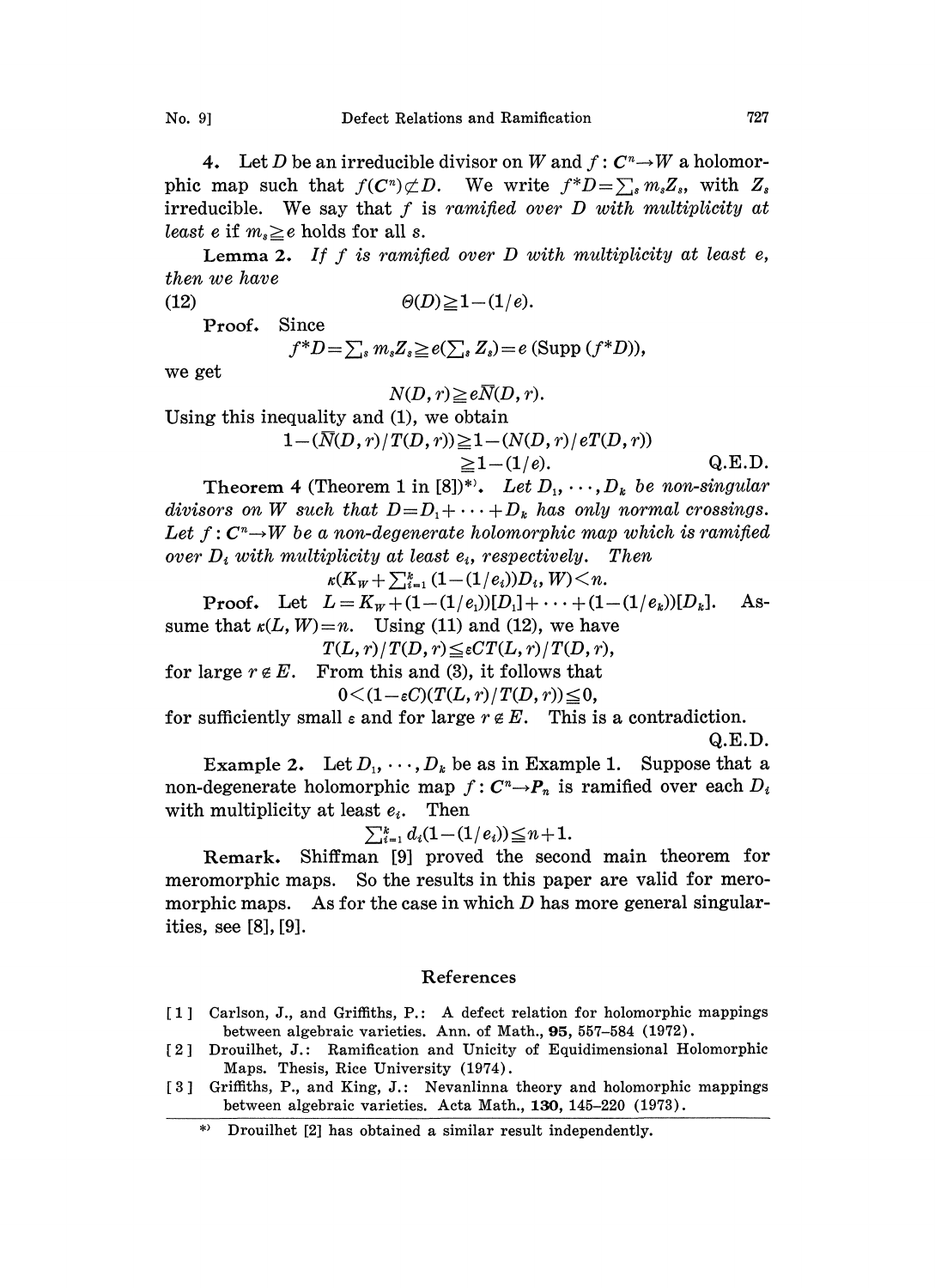4. Let $D$ be an irreducible divisor on $W$ and $f: \boldsymbol{C}^n \to W$ a holomorphic map such that $f(\boldsymbol{C}^n) \not\subset D$. We write $f^*D = \sum_s m_s Z_s$, with $Z_s$ irreducible. We say that $f$ is *ramified over $D$ with multiplicity at least $e$* if $m_s \geqq e$ holds for all $s$.

**Lemma 2.** *If $f$ is ramified over $D$ with multiplicity at least $e$, then we have*

$$\Theta(D) \geqq 1 - (1/e). \tag{12}$$

**Proof.** Since

$$f^*D = \textstyle\sum_s m_s Z_s \geqq e(\sum_s Z_s) = e\,(\mathrm{Supp}\,(f^*D)),$$

we get

$$N(D, r) \geqq e\overline{N}(D, r).$$

Using this inequality and (1), we obtain

$$1 - (\overline{N}(D, r)/T(D, r)) \geqq 1 - (N(D, r)/eT(D, r)) \geqq 1 - (1/e).$$

Q.E.D.

**Theorem 4** (Theorem 1 in [8])\*). *Let $D_1, \cdots, D_k$ be non-singular divisors on $W$ such that $D = D_1 + \cdots + D_k$ has only normal crossings. Let $f: \boldsymbol{C}^n \to W$ be a non-degenerate holomorphic map which is ramified over $D_i$ with multiplicity at least $e_i$, respectively. Then*

$$\kappa(K_W + \textstyle\sum_{i=1}^k (1 - (1/e_i))D_i, W) < n.$$

**Proof.** Let $L = K_W + (1 - (1/e_1))[D_1] + \cdots + (1 - (1/e_k))[D_k]$. Assume that $\kappa(L, W) = n$. Using (11) and (12), we have

$$T(L, r)/T(D, r) \leqq \varepsilon C T(L, r)/T(D, r),$$

for large $r \notin E$. From this and (3), it follows that

$$0 < (1 - \varepsilon C)(T(L, r)/T(D, r)) \leqq 0,$$

for sufficiently small $\varepsilon$ and for large $r \notin E$. This is a contradiction.

Q.E.D.

**Example 2.** Let $D_1, \cdots, D_k$ be as in Example 1. Suppose that a non-degenerate holomorphic map $f: \boldsymbol{C}^n \to \boldsymbol{P}_n$ is ramified over each $D_i$ with multiplicity at least $e_i$. Then

$$\textstyle\sum_{i=1}^k d_i(1 - (1/e_i)) \leqq n + 1.$$

**Remark.** Shiffman [9] proved the second main theorem for meromorphic maps. So the results in this paper are valid for meromorphic maps. As for the case in which $D$ has more general singularities, see [8], [9].

## References

[1] Carlson, J., and Griffiths, P.: A defect relation for holomorphic mappings between algebraic varieties. Ann. of Math., **95**, 557–584 (1972).

[2] Drouilhet, J.: Ramification and Unicity of Equidimensional Holomorphic Maps. Thesis, Rice University (1974).

[3] Griffiths, P., and King, J.: Nevanlinna theory and holomorphic mappings between algebraic varieties. Acta Math., **130**, 145–220 (1973).

\*) Drouilhet [2] has obtained a similar result independently.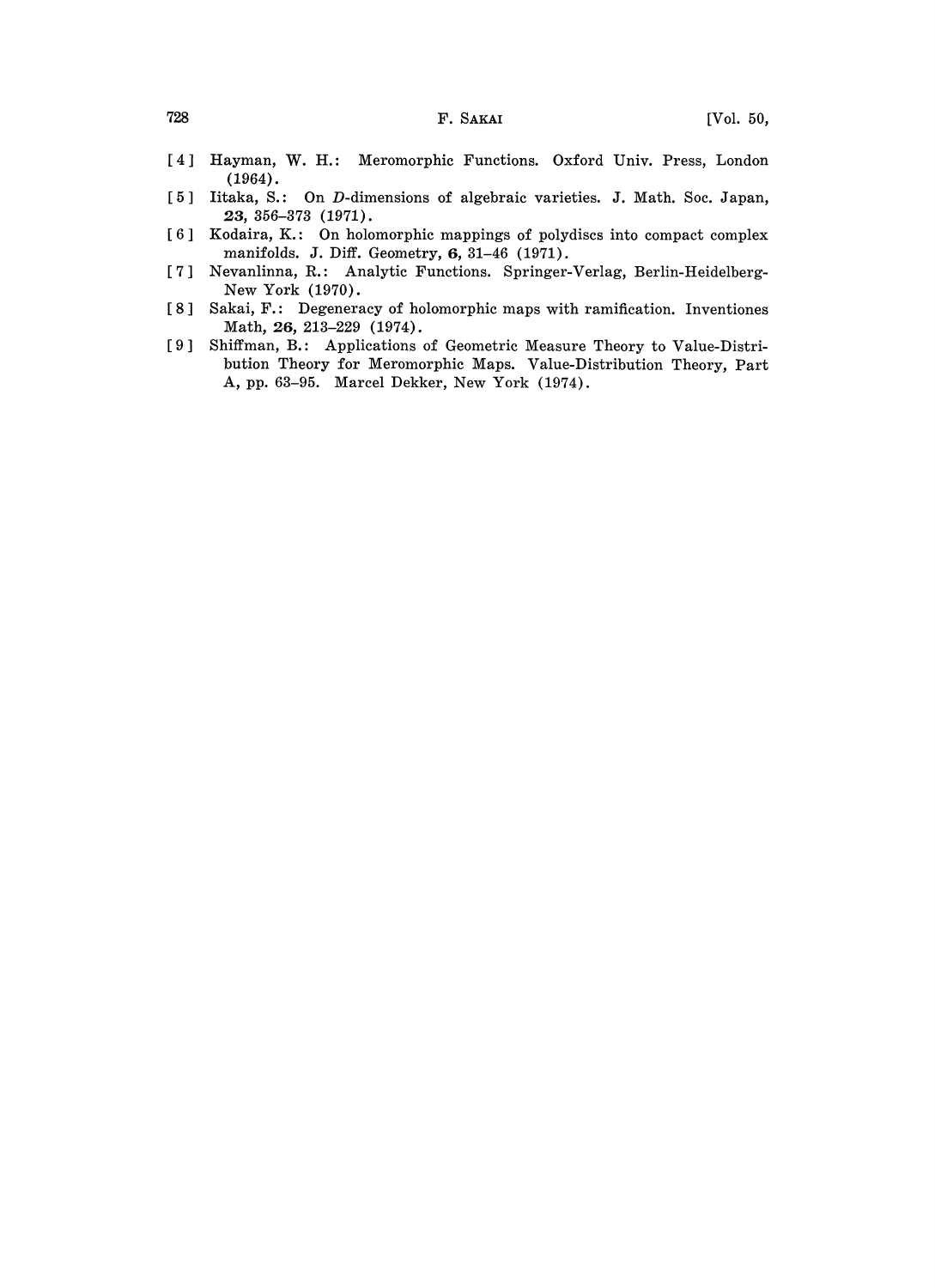[4] Hayman, W. H.: Meromorphic Functions. Oxford Univ. Press, London (1964).

[5] Iitaka, S.: On *D*-dimensions of algebraic varieties. J. Math. Soc. Japan, **23**, 356–373 (1971).

[6] Kodaira, K.: On holomorphic mappings of polydiscs into compact complex manifolds. J. Diff. Geometry, **6**, 31–46 (1971).

[7] Nevanlinna, R.: Analytic Functions. Springer-Verlag, Berlin-Heidelberg-New York (1970).

[8] Sakai, F.: Degeneracy of holomorphic maps with ramification. Inventiones Math, **26**, 213–229 (1974).

[9] Shiffman, B.: Applications of Geometric Measure Theory to Value-Distribution Theory for Meromorphic Maps. Value-Distribution Theory, Part A, pp. 63–95. Marcel Dekker, New York (1974).